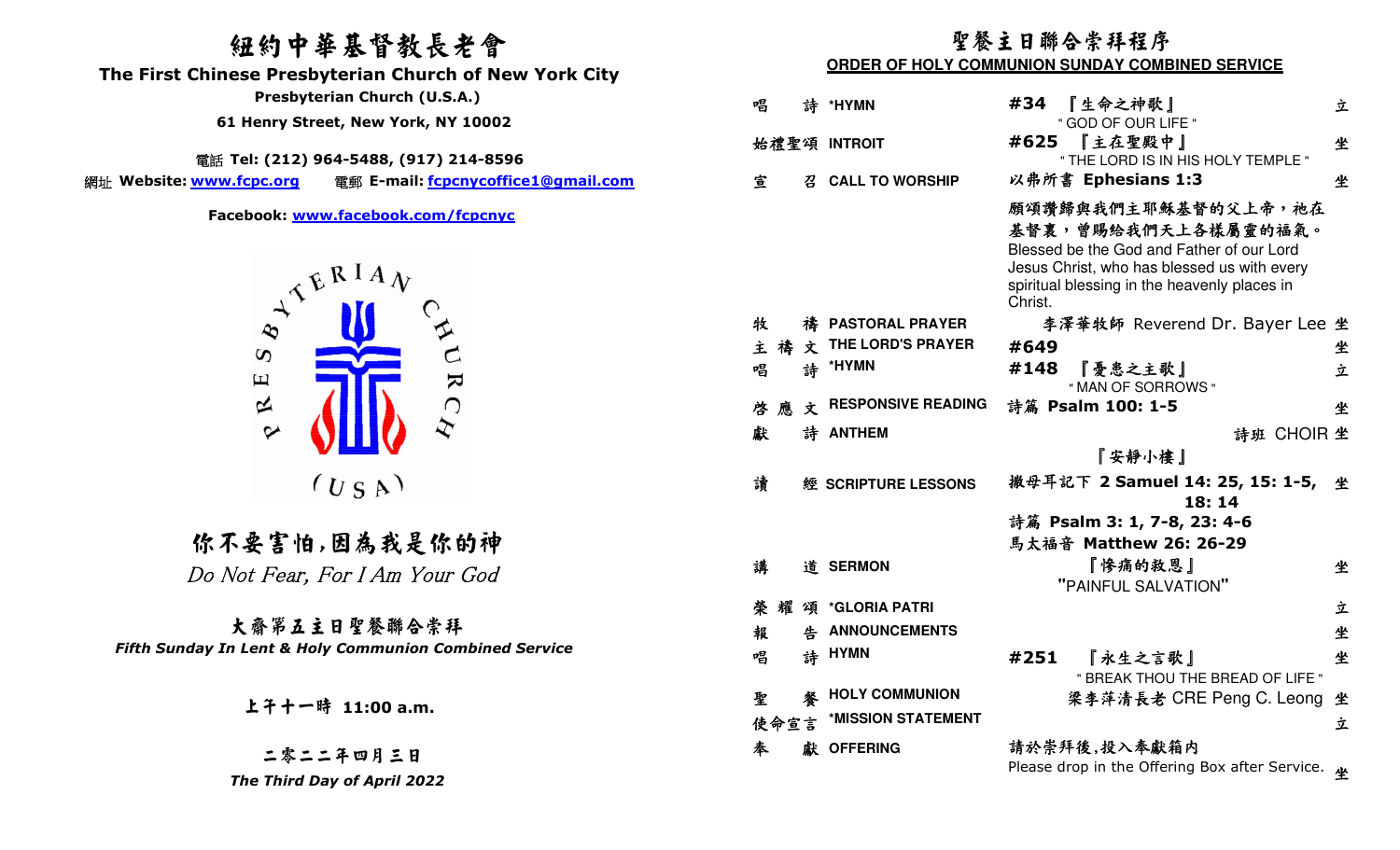# 紐約中華基督教長老會

## The First Chinese Presbyterian Church of New York City

**Presbyterian Church (U.S.A.)**

**61 Henry Street, New York, NY 10002**

電話 **Tel: (212) 964-5488, (917) 214-8596**

網址 **Website: www.fcpc.org** 電郵 **E-mail: fcpcnycoffice1@gmail.com**

**Facebook: www.facebook.com/fcpcnyc**

PRESBYTERIAN CHURCH (USA)

## 你不要害怕，因為我是你的神

*Do Not Fear, For I Am Your God*

### 大齋第五主日聖餐聯合崇拜

***Fifth Sunday In Lent & Holy Communion Combined Service***

**上午十一時 11:00 a.m.**

**二零二二年四月三日**

***The Third Day of April 2022***

## 聖餐主日聯合崇拜程序

**ORDER OF HOLY COMMUNION SUNDAY COMBINED SERVICE**

| | | | |
|---|---|---|---|
| 唱 詩 | ***HYMN** | **#34** 『生命之神歌』 " GOD OF OUR LIFE " | 立 |
| 始禮聖頌 | **INTROIT** | **#625** 『主在聖殿中』 " THE LORD IS IN HIS HOLY TEMPLE " | 坐 |
| 宣 召 | **CALL TO WORSHIP** | 以弗所書 **Ephesians 1:3** | 坐 |
| | | 願頌讚歸與我們主耶穌基督的父上帝，祂在基督裏，曾賜給我們天上各樣屬靈的福氣。 Blessed be the God and Father of our Lord Jesus Christ, who has blessed us with every spiritual blessing in the heavenly places in Christ. | |
| 牧 禱 | **PASTORAL PRAYER** | 李澤華牧師 Reverend Dr. Bayer Lee | 坐 |
| 主 禱 文 | **THE LORD'S PRAYER** | **#649** | 坐 |
| 唱 詩 | ***HYMN** | **#148** 『憂患之主歌』 " MAN OF SORROWS " | 立 |
| 啓 應 文 | **RESPONSIVE READING** | 詩篇 **Psalm 100: 1-5** | 坐 |
| 獻 詩 | **ANTHEM** | 詩班 CHOIR 『安靜小樓』 | 坐 |
| 讀 經 | **SCRIPTURE LESSONS** | 撒母耳記下 **2 Samuel 14: 25, 15: 1-5, 18: 14** 詩篇 **Psalm 3: 1, 7-8, 23: 4-6** 馬太福音 **Matthew 26: 26-29** | 坐 |
| 講 道 | **SERMON** | 『慘痛的救恩』 **"PAINFUL SALVATION"** | 坐 |
| 榮 耀 頌 | ***GLORIA PATRI** | | 立 |
| 報 告 | **ANNOUNCEMENTS** | | 坐 |
| 唱 詩 | **HYMN** | **#251** 『永生之言歌』 " BREAK THOU THE BREAD OF LIFE " | 坐 |
| 聖 餐 | **HOLY COMMUNION** | 梁李萍清長老 CRE Peng C. Leong | 坐 |
| 使命宣言 | ***MISSION STATEMENT** | | 立 |
| 奉 獻 | **OFFERING** | 請於崇拜後，投入奉獻箱內 Please drop in the Offering Box after Service. | 坐 |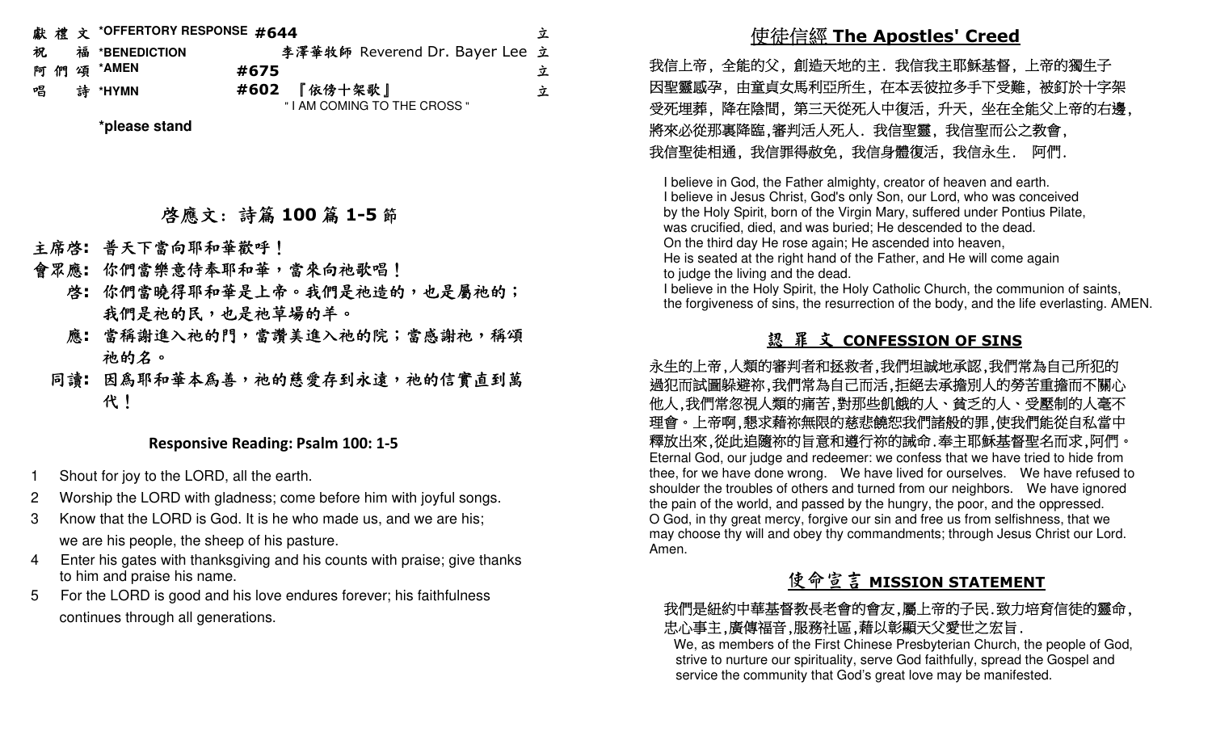獻 禮 文 *OFFERTORY RESPONSE #644 立

祝 福 *BENEDICTION 李澤華牧師 Reverend Dr. Bayer Lee 立

阿 們 頌 *AMEN #675 立

唱 詩 *HYMN #602 『依傍十架歌』 " I AM COMING TO THE CROSS " 立

*please stand

## 啓應文: 詩篇 100 篇 1-5 節

**主席啓:** 普天下當向耶和華歡呼！

**會眾應:** 你們當樂意侍奉耶和華，當來向祂歌唱！

**啓:** 你們當曉得耶和華是上帝。我們是祂造的，也是屬祂的；我們是祂的民，也是祂草場的羊。

**應:** 當稱謝進入祂的門，當讚美進入祂的院；當感謝祂，稱頌祂的名。

**同讀:** 因爲耶和華本爲善，祂的慈愛存到永遠，祂的信實直到萬代！

### Responsive Reading: Psalm 100: 1-5

1 Shout for joy to the LORD, all the earth.

2 Worship the LORD with gladness; come before him with joyful songs.

3 Know that the LORD is God. It is he who made us, and we are his; we are his people, the sheep of his pasture.

4 Enter his gates with thanksgiving and his counts with praise; give thanks to him and praise his name.

5 For the LORD is good and his love endures forever; his faithfulness continues through all generations.

## 使徒信經 The Apostles' Creed

我信上帝，全能的父，創造天地的主．我信我主耶穌基督，上帝的獨生子因聖靈感孕，由童貞女馬利亞所生，在本丟彼拉多手下受難，被釘於十字架受死埋葬，降在陰間，第三天從死人中復活，升天，坐在全能父上帝的右邊，將來必從那裏降臨,審判活人死人．我信聖靈，我信聖而公之教會，我信聖徒相通，我信罪得赦免，我信身體復活，我信永生． 阿們．

I believe in God, the Father almighty, creator of heaven and earth.
I believe in Jesus Christ, God's only Son, our Lord, who was conceived by the Holy Spirit, born of the Virgin Mary, suffered under Pontius Pilate, was crucified, died, and was buried; He descended to the dead.
On the third day He rose again; He ascended into heaven,
He is seated at the right hand of the Father, and He will come again to judge the living and the dead.
I believe in the Holy Spirit, the Holy Catholic Church, the communion of saints, the forgiveness of sins, the resurrection of the body, and the life everlasting. AMEN.

## 認 罪 文 CONFESSION OF SINS

永生的上帝,人類的審判者和拯救者,我們坦誠地承認,我們常為自己所犯的過犯而試圖躲避祢,我們常為自己而活,拒絕去承擔別人的勞苦重擔而不關心他人,我們常忽視人類的痛苦,對那些飢餓的人、貧乏的人、受壓制的人毫不理會。上帝啊,懇求藉祢無限的慈悲饒恕我們諸般的罪,使我們能從自私當中釋放出來,從此追隨祢的旨意和遵行祢的誡命.奉主耶穌基督聖名而求,阿們。

Eternal God, our judge and redeemer: we confess that we have tried to hide from thee, for we have done wrong. We have lived for ourselves. We have refused to shoulder the troubles of others and turned from our neighbors. We have ignored the pain of the world, and passed by the hungry, the poor, and the oppressed. O God, in thy great mercy, forgive our sin and free us from selfishness, that we may choose thy will and obey thy commandments; through Jesus Christ our Lord. Amen.

## 使命宣言 MISSION STATEMENT

我們是紐約中華基督教長老會的會友,屬上帝的子民.致力培育信徒的靈命,忠心事主,廣傳福音,服務社區,藉以彰顯天父愛世之宏旨.

We, as members of the First Chinese Presbyterian Church, the people of God, strive to nurture our spirituality, serve God faithfully, spread the Gospel and service the community that God's great love may be manifested.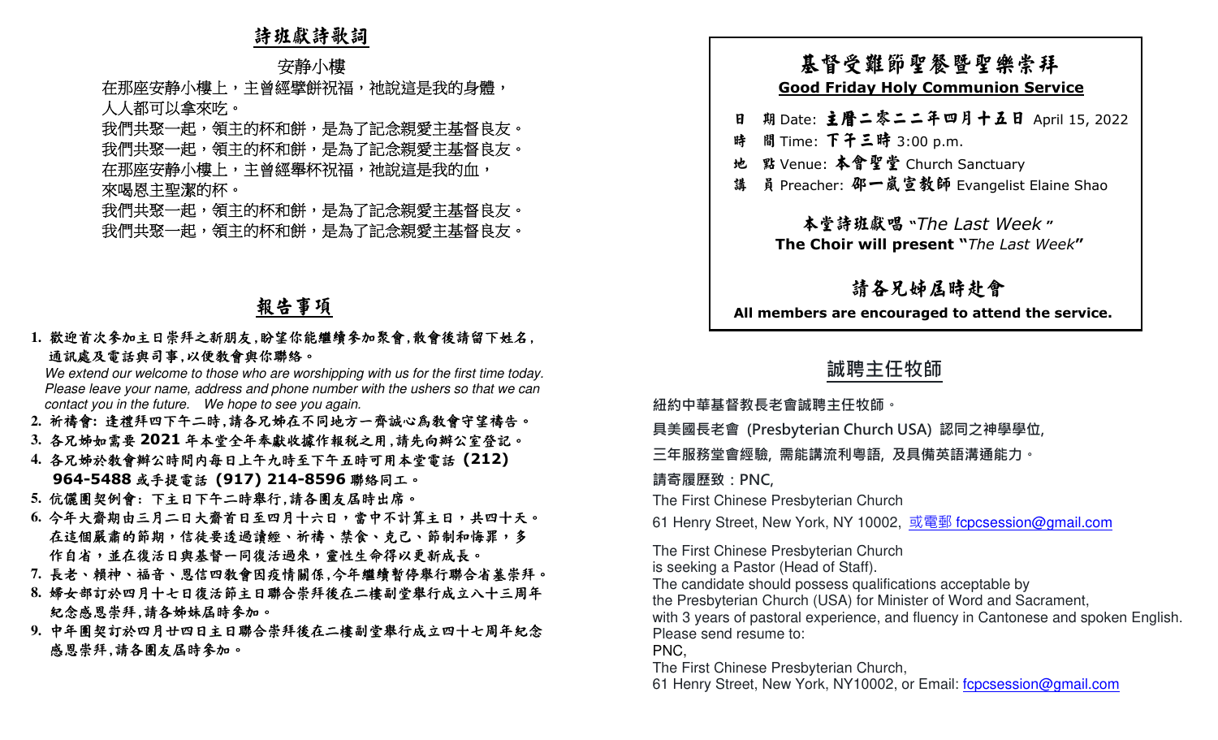## 詩班獻詩歌詞

安靜小樓

在那座安靜小樓上，主曾經擘餅祝福，祂說這是我的身體，
人人都可以拿來吃。
我們共聚一起，領主的杯和餅，是為了記念親愛主基督良友。
我們共聚一起，領主的杯和餅，是為了記念親愛主基督良友。
在那座安靜小樓上，主曾經舉杯祝福，祂說這是我的血，
來喝恩主聖潔的杯。
我們共聚一起，領主的杯和餅，是為了記念親愛主基督良友。
我們共聚一起，領主的杯和餅，是為了記念親愛主基督良友。

## 報告事項

1. 歡迎首次參加主日崇拜之新朋友，盼望你能繼續參加聚會，散會後請留下姓名，通訊處及電話與司事，以便教會與你聯絡。
   *We extend our welcome to those who are worshipping with us for the first time today. Please leave your name, address and phone number with the ushers so that we can contact you in the future. We hope to see you again.*
2. 祈禱會：逢禮拜四下午二時，請各兄姊在不同地方一齊誠心為教會守望禱告。
3. 各兄姊如需要 **2021** 年本堂全年奉獻收據作報稅之用，請先向辦公室登記。
4. 各兄姊於教會辦公時間內每日上午九時至下午五時可用本堂電話 **(212) 964-5488** 或手提電話 **(917) 214-8596** 聯絡同工。
5. 伉儷團契例會：下主日下午二時舉行，請各團友屆時出席。
6. 今年大齋期由三月二日大齋首日至四月十六日，當中不計算主日，共四十天。在這個嚴肅的節期，信徒要透過讀經、祈禱、禁食、克己、節制和悔罪，多作自省，並在復活日與基督一同復活過來，靈性生命得以更新成長。
7. 長老、賴神、福音、恩信四教會因疫情關係，今年繼續暫停舉行聯合省墓崇拜。
8. 婦女部訂於四月十七日復活節主日聯合崇拜後在二樓副堂舉行成立八十三周年紀念感恩崇拜，請各姊妹屆時參加。
9. 中年團契訂於四月廿四日主日聯合崇拜後在二樓副堂舉行成立四十七周年紀念感恩崇拜，請各團友屆時參加。

---

# 基督受難節聖餐暨聖樂崇拜

**Good Friday Holy Communion Service**

日　期 Date: **主曆二零二二年四月十五日** April 15, 2022
時　間 Time: **下午三時** 3:00 p.m.
地　點 Venue: **本會聖堂** Church Sanctuary
講　員 Preacher: **邵一嵐宣教師** Evangelist Elaine Shao

**本堂詩班獻唱 "*The Last Week*"**
**The Choir will present "*The Last Week*"**

**請各兄姊屆時赴會**
**All members are encouraged to attend the service.**

## 誠聘主任牧師

紐約中華基督教長老會誠聘主任牧師。

具美國長老會 (Presbyterian Church USA) 認同之神學學位，

三年服務堂會經驗，需能講流利粵語，及具備英語溝通能力。

請寄履歷致：PNC,

The First Chinese Presbyterian Church

61 Henry Street, New York, NY 10002, 或電郵 fcpcsession@gmail.com

The First Chinese Presbyterian Church
is seeking a Pastor (Head of Staff).
The candidate should possess qualifications acceptable by
the Presbyterian Church (USA) for Minister of Word and Sacrament,
with 3 years of pastoral experience, and fluency in Cantonese and spoken English.
Please send resume to:
PNC,
The First Chinese Presbyterian Church,
61 Henry Street, New York, NY10002, or Email: fcpcsession@gmail.com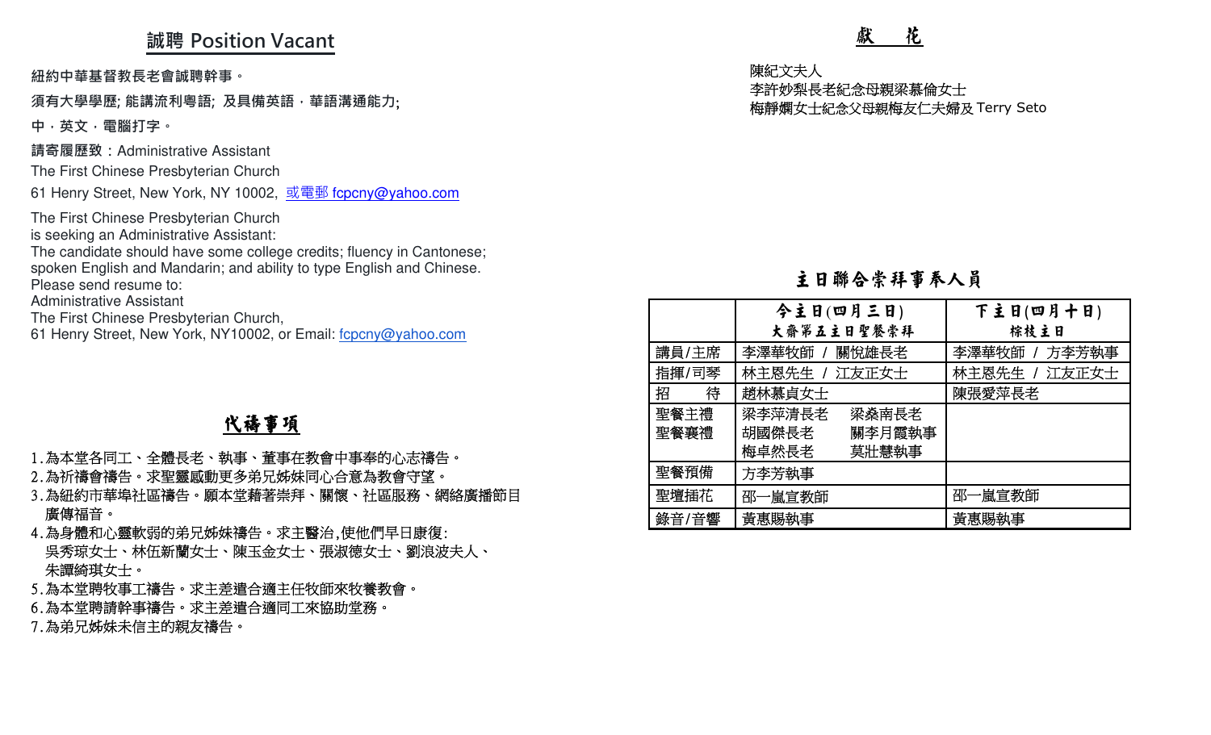## 誠聘 Position Vacant

紐約中華基督教長老會誠聘幹事。

須有大學學歷; 能講流利粵語; 及具備英語，華語溝通能力;

中，英文，電腦打字。

請寄履歷致：Administrative Assistant

The First Chinese Presbyterian Church

61 Henry Street, New York, NY 10002, 或電郵 fcpcny@yahoo.com

The First Chinese Presbyterian Church
is seeking an Administrative Assistant:
The candidate should have some college credits; fluency in Cantonese;
spoken English and Mandarin; and ability to type English and Chinese.
Please send resume to:
Administrative Assistant
The First Chinese Presbyterian Church,
61 Henry Street, New York, NY10002, or Email: fcpcny@yahoo.com

## 代禱事項

1. 為本堂各同工、全體長老、執事、董事在教會中事奉的心志禱告。
2. 為祈禱會禱告。求聖靈感動更多弟兄姊妹同心合意為教會守望。
3. 為紐約市華埠社區禱告。願本堂藉著崇拜、關懷、社區服務、網絡廣播節目廣傳福音。
4. 為身體和心靈軟弱的弟兄姊妹禱告。求主醫治,使他們早日康復:
   吳秀琼女士、林伍新蘭女士、陳玉金女士、張淑德女士、劉浪波夫人、
   朱譚綺琪女士。
5. 為本堂聘牧事工禱告。求主差遣合適主任牧師來牧養教會。
6. 為本堂聘請幹事禱告。求主差遣合適同工來協助堂務。
7. 為弟兄姊妹未信主的親友禱告。

## 獻　花

陳紀文夫人
李許妙梨長老紀念母親梁慕倫女士
梅靜嫻女士紀念父母親梅友仁夫婦及 Terry Seto

## 主日聯合崇拜事奉人員

| | 今主日(四月三日)<br>大齋第五主日聖餐崇拜 | 下主日(四月十日)<br>棕枝主日 |
|---|---|---|
| 講員/主席 | 李澤華牧師 / 關悅雄長老 | 李澤華牧師 / 方李芳執事 |
| 指揮/司琴 | 林主恩先生 / 江友正女士 | 林主恩先生 / 江友正女士 |
| 招　　待 | 趙林慕貞女士 | 陳張愛萍長老 |
| 聖餐主禮<br>聖餐襄禮 | 梁李萍清長老　梁燊南長老<br>胡國傑長老　關李月霞執事<br>梅卓然長老　莫壯慧執事 | |
| 聖餐預備 | 方李芳執事 | |
| 聖壇插花 | 邵一嵐宣教師 | 邵一嵐宣教師 |
| 錄音/音響 | 黃惠賜執事 | 黃惠賜執事 |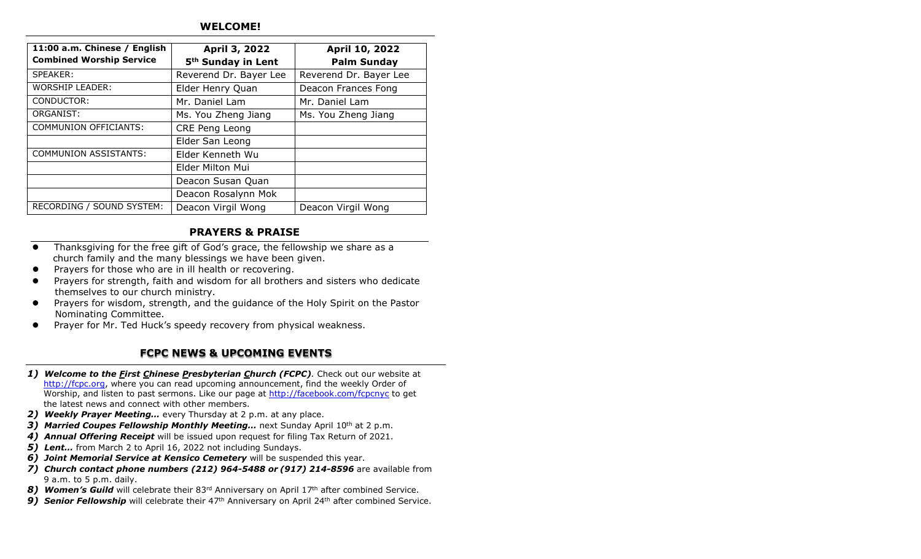## WELCOME!

| 11:00 a.m. Chinese / English Combined Worship Service | April 3, 2022 5th Sunday in Lent | April 10, 2022 Palm Sunday |
|---|---|---|
| SPEAKER: | Reverend Dr. Bayer Lee | Reverend Dr. Bayer Lee |
| WORSHIP LEADER: | Elder Henry Quan | Deacon Frances Fong |
| CONDUCTOR: | Mr. Daniel Lam | Mr. Daniel Lam |
| ORGANIST: | Ms. You Zheng Jiang | Ms. You Zheng Jiang |
| COMMUNION OFFICIANTS: | CRE Peng Leong | |
| | Elder San Leong | |
| COMMUNION ASSISTANTS: | Elder Kenneth Wu | |
| | Elder Milton Mui | |
| | Deacon Susan Quan | |
| | Deacon Rosalynn Mok | |
| RECORDING / SOUND SYSTEM: | Deacon Virgil Wong | Deacon Virgil Wong |

## PRAYERS & PRAISE

- Thanksgiving for the free gift of God's grace, the fellowship we share as a church family and the many blessings we have been given.
- Prayers for those who are in ill health or recovering.
- Prayers for strength, faith and wisdom for all brothers and sisters who dedicate themselves to our church ministry.
- Prayers for wisdom, strength, and the guidance of the Holy Spirit on the Pastor Nominating Committee.
- Prayer for Mr. Ted Huck's speedy recovery from physical weakness.

## FCPC NEWS & UPCOMING EVENTS

1) ***Welcome to the First Chinese Presbyterian Church (FCPC)***. Check out our website at http://fcpc.org, where you can read upcoming announcement, find the weekly Order of Worship, and listen to past sermons. Like our page at http://facebook.com/fcpcnyc to get the latest news and connect with other members.
2) ***Weekly Prayer Meeting…*** every Thursday at 2 p.m. at any place.
3) ***Married Coupes Fellowship Monthly Meeting…*** next Sunday April 10th at 2 p.m.
4) ***Annual Offering Receipt*** will be issued upon request for filing Tax Return of 2021.
5) ***Lent…*** from March 2 to April 16, 2022 not including Sundays.
6) ***Joint Memorial Service at Kensico Cemetery*** will be suspended this year.
7) ***Church contact phone numbers (212) 964-5488 or (917) 214-8596*** are available from 9 a.m. to 5 p.m. daily.
8) ***Women's Guild*** will celebrate their 83rd Anniversary on April 17th after combined Service.
9) ***Senior Fellowship*** will celebrate their 47th Anniversary on April 24th after combined Service.